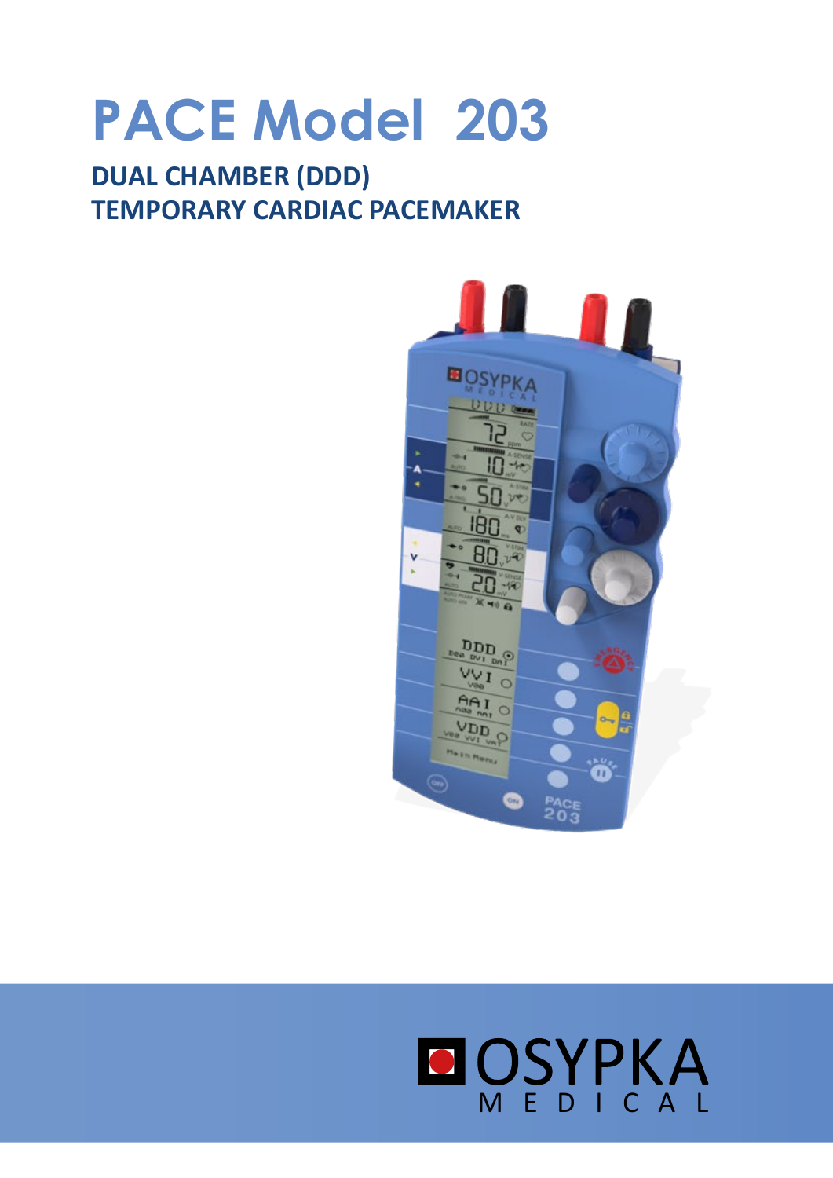# PACE Model 203

## DUAL CHAMBER (DDD)
## TEMPORARY CARDIAC PACEMAKER

OSYPKA
MEDICAL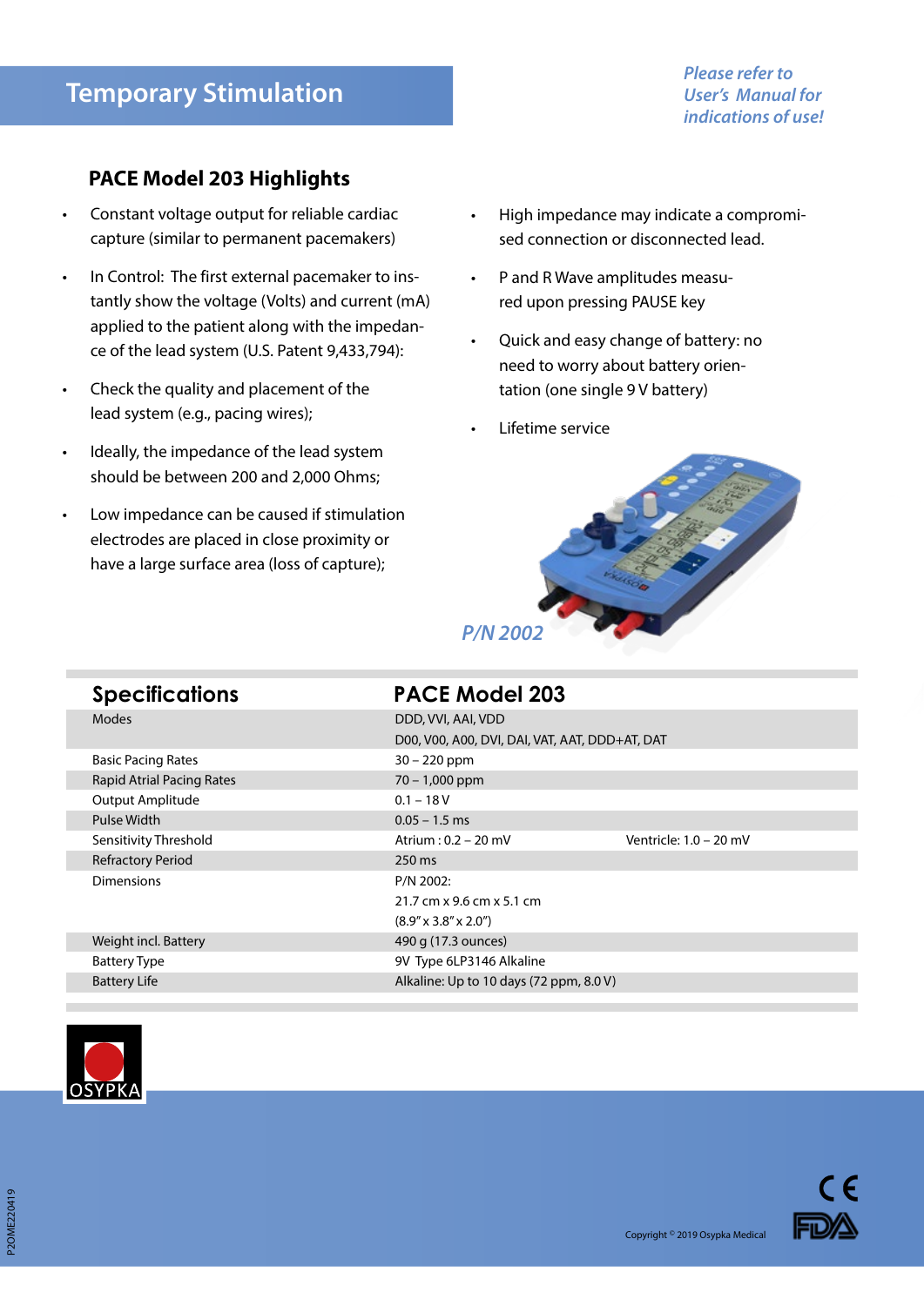# Temporary Stimulation

*Please refer to User's Manual for indications of use!*

## PACE Model 203 Highlights

- Constant voltage output for reliable cardiac capture (similar to permanent pacemakers)
- In Control: The first external pacemaker to instantly show the voltage (Volts) and current (mA) applied to the patient along with the impedance of the lead system (U.S. Patent 9,433,794):
- Check the quality and placement of the lead system (e.g., pacing wires);
- Ideally, the impedance of the lead system should be between 200 and 2,000 Ohms;
- Low impedance can be caused if stimulation electrodes are placed in close proximity or have a large surface area (loss of capture);
- High impedance may indicate a compromised connection or disconnected lead.
- P and R Wave amplitudes measured upon pressing PAUSE key
- Quick and easy change of battery: no need to worry about battery orientation (one single 9 V battery)
- Lifetime service

*P/N 2002*

| Specifications | PACE Model 203 | |
|---|---|---|
| Modes | DDD, VVI, AAI, VDD<br>D00, V00, A00, DVI, DAI, VAT, AAT, DDD+AT, DAT | |
| Basic Pacing Rates | 30 – 220 ppm | |
| Rapid Atrial Pacing Rates | 70 – 1,000 ppm | |
| Output Amplitude | 0.1 – 18 V | |
| Pulse Width | 0.05 – 1.5 ms | |
| Sensitivity Threshold | Atrium : 0.2 – 20 mV | Ventricle: 1.0 – 20 mV |
| Refractory Period | 250 ms | |
| Dimensions | P/N 2002:<br>21.7 cm x 9.6 cm x 5.1 cm<br>(8.9" x 3.8" x 2.0") | |
| Weight incl. Battery | 490 g (17.3 ounces) | |
| Battery Type | 9V Type 6LP3146 Alkaline | |
| Battery Life | Alkaline: Up to 10 days (72 ppm, 8.0 V) | |

OSYPKA

Copyright © 2019 Osypka Medical

P2OME220419